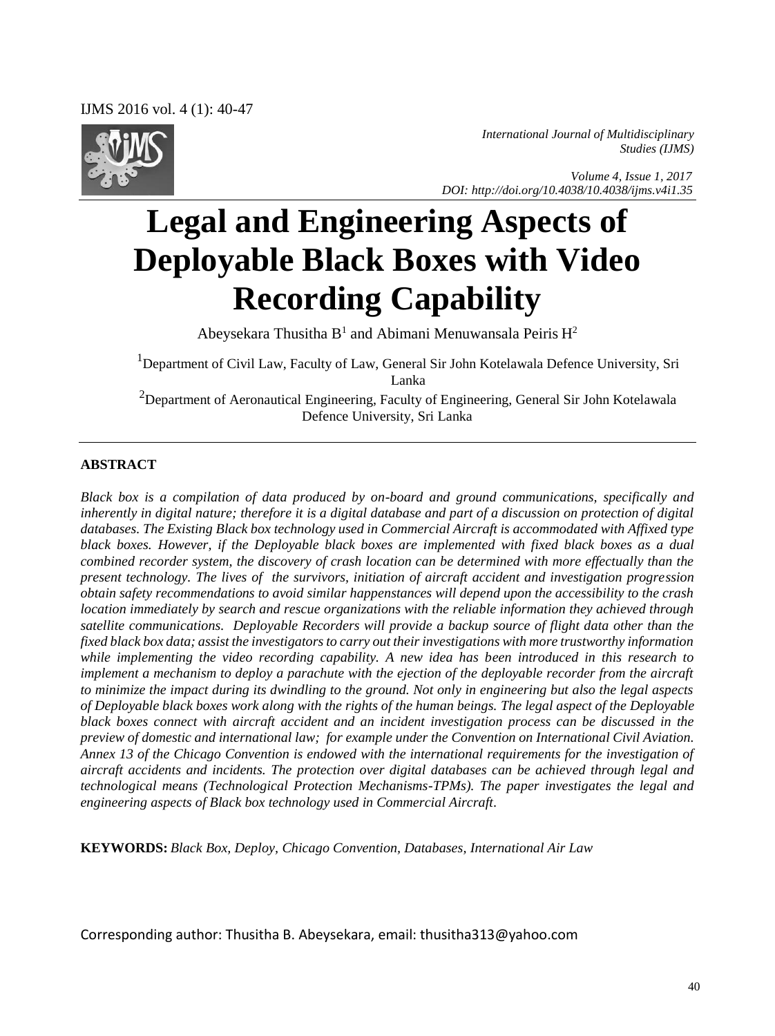*International Journal of Multidisciplinary Studies (IJMS)*

*Volume 4, Issue 1, 2017*
*DOI: http://doi.org/10.4038/10.4038/ijms.v4i1.35*

# Legal and Engineering Aspects of Deployable Black Boxes with Video Recording Capability

Abeysekara Thusitha B[1] and Abimani Menuwansala Peiris H[2]

[1]Department of Civil Law, Faculty of Law, General Sir John Kotelawala Defence University, Sri Lanka

[2]Department of Aeronautical Engineering, Faculty of Engineering, General Sir John Kotelawala Defence University, Sri Lanka

## ABSTRACT

*Black box is a compilation of data produced by on-board and ground communications, specifically and inherently in digital nature; therefore it is a digital database and part of a discussion on protection of digital databases. The Existing Black box technology used in Commercial Aircraft is accommodated with Affixed type black boxes. However, if the Deployable black boxes are implemented with fixed black boxes as a dual combined recorder system, the discovery of crash location can be determined with more effectually than the present technology. The lives of the survivors, initiation of aircraft accident and investigation progression obtain safety recommendations to avoid similar happenstances will depend upon the accessibility to the crash location immediately by search and rescue organizations with the reliable information they achieved through satellite communications. Deployable Recorders will provide a backup source of flight data other than the fixed black box data; assist the investigators to carry out their investigations with more trustworthy information while implementing the video recording capability. A new idea has been introduced in this research to implement a mechanism to deploy a parachute with the ejection of the deployable recorder from the aircraft to minimize the impact during its dwindling to the ground. Not only in engineering but also the legal aspects of Deployable black boxes work along with the rights of the human beings. The legal aspect of the Deployable black boxes connect with aircraft accident and an incident investigation process can be discussed in the preview of domestic and international law; for example under the Convention on International Civil Aviation. Annex 13 of the Chicago Convention is endowed with the international requirements for the investigation of aircraft accidents and incidents. The protection over digital databases can be achieved through legal and technological means (Technological Protection Mechanisms-TPMs). The paper investigates the legal and engineering aspects of Black box technology used in Commercial Aircraft.*

**KEYWORDS:** *Black Box, Deploy, Chicago Convention, Databases, International Air Law*

Corresponding author: Thusitha B. Abeysekara, email: thusitha313@yahoo.com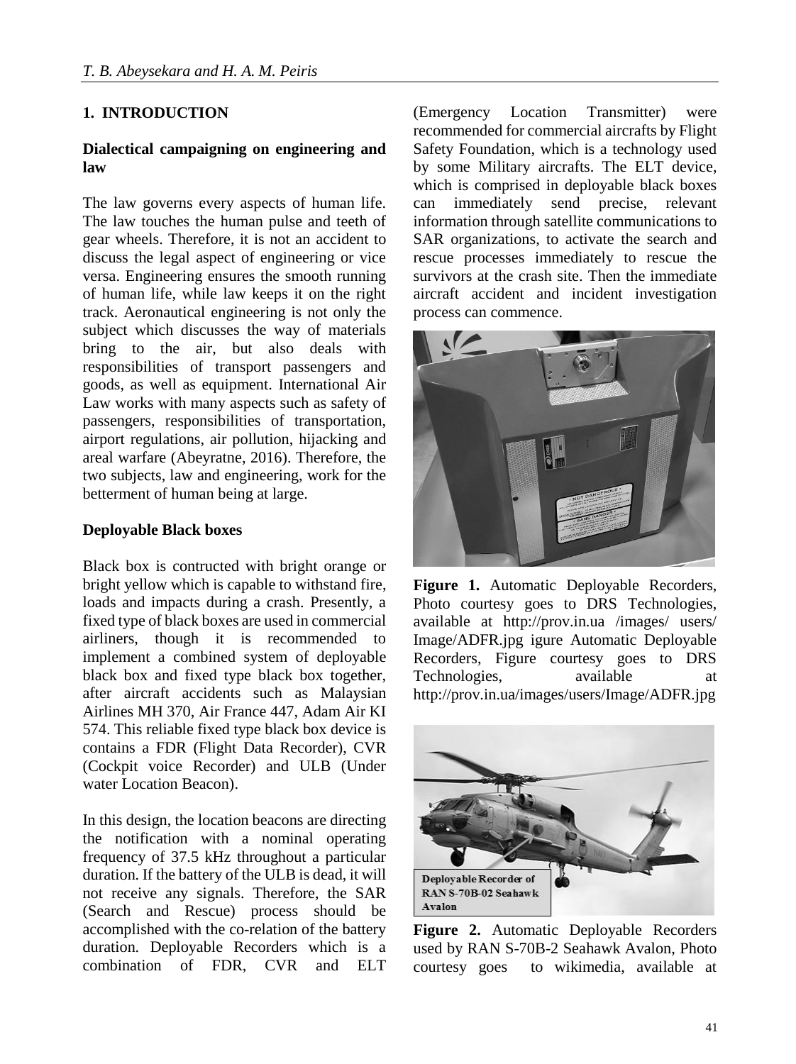## 1. INTRODUCTION

### Dialectical campaigning on engineering and law

The law governs every aspects of human life. The law touches the human pulse and teeth of gear wheels. Therefore, it is not an accident to discuss the legal aspect of engineering or vice versa. Engineering ensures the smooth running of human life, while law keeps it on the right track. Aeronautical engineering is not only the subject which discusses the way of materials bring to the air, but also deals with responsibilities of transport passengers and goods, as well as equipment. International Air Law works with many aspects such as safety of passengers, responsibilities of transportation, airport regulations, air pollution, hijacking and areal warfare (Abeyratne, 2016). Therefore, the two subjects, law and engineering, work for the betterment of human being at large.

### Deployable Black boxes

Black box is contructed with bright orange or bright yellow which is capable to withstand fire, loads and impacts during a crash. Presently, a fixed type of black boxes are used in commercial airliners, though it is recommended to implement a combined system of deployable black box and fixed type black box together, after aircraft accidents such as Malaysian Airlines MH 370, Air France 447, Adam Air KI 574. This reliable fixed type black box device is contains a FDR (Flight Data Recorder), CVR (Cockpit voice Recorder) and ULB (Under water Location Beacon).

In this design, the location beacons are directing the notification with a nominal operating frequency of 37.5 kHz throughout a particular duration. If the battery of the ULB is dead, it will not receive any signals. Therefore, the SAR (Search and Rescue) process should be accomplished with the co-relation of the battery duration. Deployable Recorders which is a combination of FDR, CVR and ELT (Emergency Location Transmitter) were recommended for commercial aircrafts by Flight Safety Foundation, which is a technology used by some Military aircrafts. The ELT device, which is comprised in deployable black boxes can immediately send precise, relevant information through satellite communications to SAR organizations, to activate the search and rescue processes immediately to rescue the survivors at the crash site. Then the immediate aircraft accident and incident investigation process can commence.

**Figure 1.** Automatic Deployable Recorders, Photo courtesy goes to DRS Technologies, available at http://prov.in.ua /images/ users/ Image/ADFR.jpg igure Automatic Deployable Recorders, Figure courtesy goes to DRS Technologies, available at http://prov.in.ua/images/users/Image/ADFR.jpg

**Figure 2.** Automatic Deployable Recorders used by RAN S-70B-2 Seahawk Avalon, Photo courtesy goes to wikimedia, available at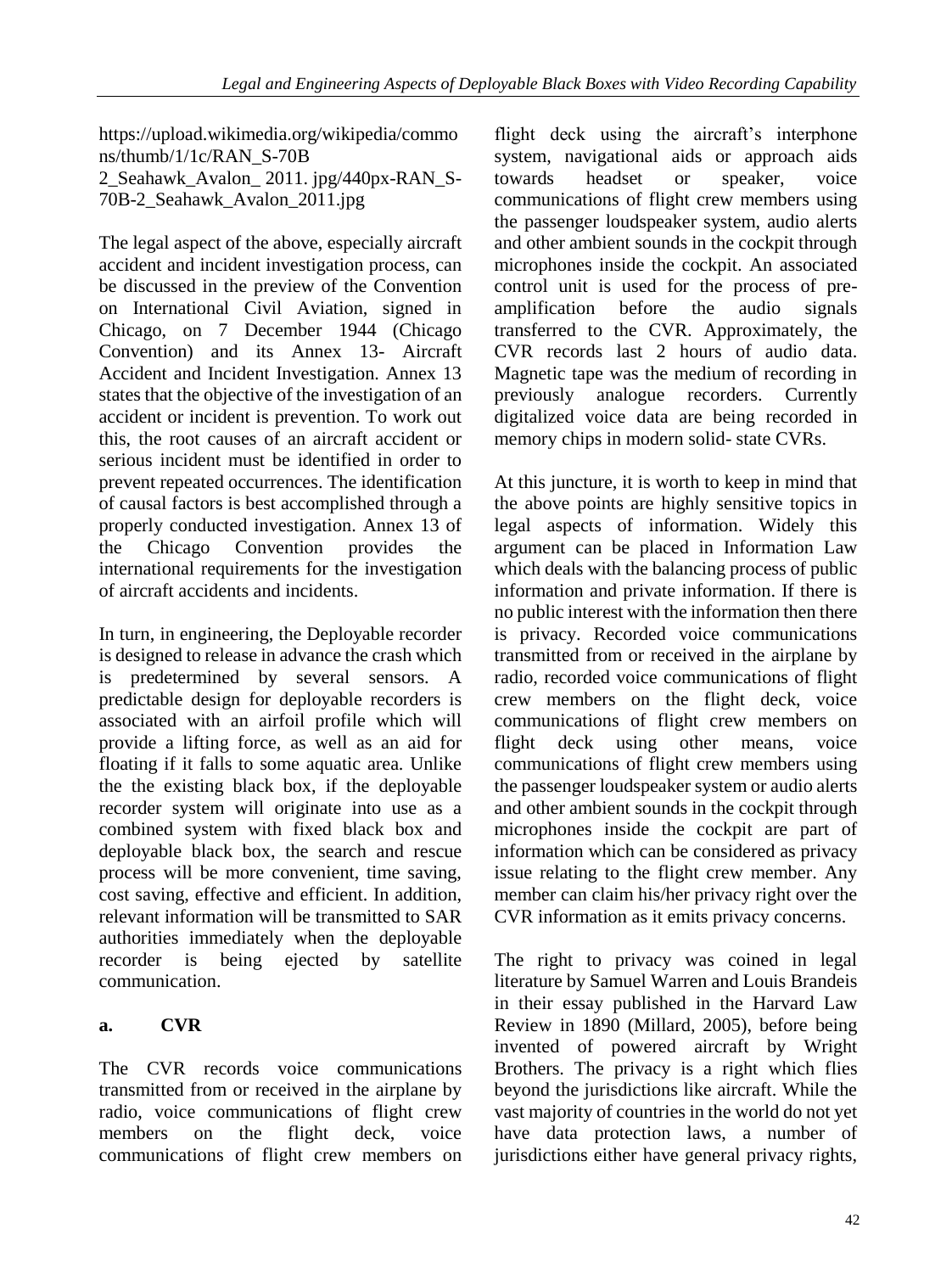https://upload.wikimedia.org/wikipedia/commons/thumb/1/1c/RAN_S-70B 2_Seahawk_Avalon_ 2011. jpg/440px-RAN_S-70B-2_Seahawk_Avalon_2011.jpg

The legal aspect of the above, especially aircraft accident and incident investigation process, can be discussed in the preview of the Convention on International Civil Aviation, signed in Chicago, on 7 December 1944 (Chicago Convention) and its Annex 13- Aircraft Accident and Incident Investigation. Annex 13 states that the objective of the investigation of an accident or incident is prevention. To work out this, the root causes of an aircraft accident or serious incident must be identified in order to prevent repeated occurrences. The identification of causal factors is best accomplished through a properly conducted investigation. Annex 13 of the Chicago Convention provides the international requirements for the investigation of aircraft accidents and incidents.

In turn, in engineering, the Deployable recorder is designed to release in advance the crash which is predetermined by several sensors. A predictable design for deployable recorders is associated with an airfoil profile which will provide a lifting force, as well as an aid for floating if it falls to some aquatic area. Unlike the the existing black box, if the deployable recorder system will originate into use as a combined system with fixed black box and deployable black box, the search and rescue process will be more convenient, time saving, cost saving, effective and efficient. In addition, relevant information will be transmitted to SAR authorities immediately when the deployable recorder is being ejected by satellite communication.

## a. CVR

The CVR records voice communications transmitted from or received in the airplane by radio, voice communications of flight crew members on the flight deck, voice communications of flight crew members on flight deck using the aircraft's interphone system, navigational aids or approach aids towards headset or speaker, voice communications of flight crew members using the passenger loudspeaker system, audio alerts and other ambient sounds in the cockpit through microphones inside the cockpit. An associated control unit is used for the process of pre-amplification before the audio signals transferred to the CVR. Approximately, the CVR records last 2 hours of audio data. Magnetic tape was the medium of recording in previously analogue recorders. Currently digitalized voice data are being recorded in memory chips in modern solid- state CVRs.

At this juncture, it is worth to keep in mind that the above points are highly sensitive topics in legal aspects of information. Widely this argument can be placed in Information Law which deals with the balancing process of public information and private information. If there is no public interest with the information then there is privacy. Recorded voice communications transmitted from or received in the airplane by radio, recorded voice communications of flight crew members on the flight deck, voice communications of flight crew members on flight deck using other means, voice communications of flight crew members using the passenger loudspeaker system or audio alerts and other ambient sounds in the cockpit through microphones inside the cockpit are part of information which can be considered as privacy issue relating to the flight crew member. Any member can claim his/her privacy right over the CVR information as it emits privacy concerns.

The right to privacy was coined in legal literature by Samuel Warren and Louis Brandeis in their essay published in the Harvard Law Review in 1890 (Millard, 2005), before being invented of powered aircraft by Wright Brothers. The privacy is a right which flies beyond the jurisdictions like aircraft. While the vast majority of countries in the world do not yet have data protection laws, a number of jurisdictions either have general privacy rights,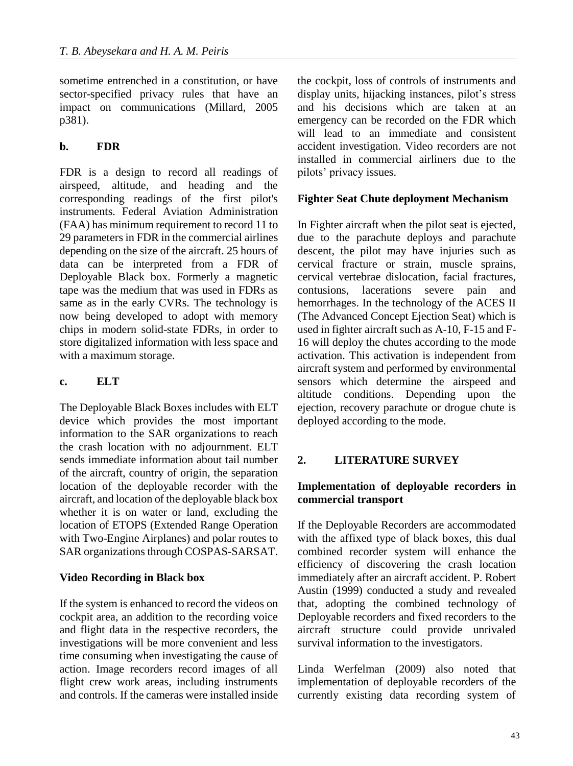sometime entrenched in a constitution, or have sector-specified privacy rules that have an impact on communications (Millard, 2005 p381).

**b. FDR**

FDR is a design to record all readings of airspeed, altitude, and heading and the corresponding readings of the first pilot's instruments. Federal Aviation Administration (FAA) has minimum requirement to record 11 to 29 parameters in FDR in the commercial airlines depending on the size of the aircraft. 25 hours of data can be interpreted from a FDR of Deployable Black box. Formerly a magnetic tape was the medium that was used in FDRs as same as in the early CVRs. The technology is now being developed to adopt with memory chips in modern solid-state FDRs, in order to store digitalized information with less space and with a maximum storage.

**c. ELT**

The Deployable Black Boxes includes with ELT device which provides the most important information to the SAR organizations to reach the crash location with no adjournment. ELT sends immediate information about tail number of the aircraft, country of origin, the separation location of the deployable recorder with the aircraft, and location of the deployable black box whether it is on water or land, excluding the location of ETOPS (Extended Range Operation with Two-Engine Airplanes) and polar routes to SAR organizations through COSPAS-SARSAT.

**Video Recording in Black box**

If the system is enhanced to record the videos on cockpit area, an addition to the recording voice and flight data in the respective recorders, the investigations will be more convenient and less time consuming when investigating the cause of action. Image recorders record images of all flight crew work areas, including instruments and controls. If the cameras were installed inside the cockpit, loss of controls of instruments and display units, hijacking instances, pilot's stress and his decisions which are taken at an emergency can be recorded on the FDR which will lead to an immediate and consistent accident investigation. Video recorders are not installed in commercial airliners due to the pilots' privacy issues.

**Fighter Seat Chute deployment Mechanism**

In Fighter aircraft when the pilot seat is ejected, due to the parachute deploys and parachute descent, the pilot may have injuries such as cervical fracture or strain, muscle sprains, cervical vertebrae dislocation, facial fractures, contusions, lacerations severe pain and hemorrhages. In the technology of the ACES II (The Advanced Concept Ejection Seat) which is used in fighter aircraft such as A-10, F-15 and F-16 will deploy the chutes according to the mode activation. This activation is independent from aircraft system and performed by environmental sensors which determine the airspeed and altitude conditions. Depending upon the ejection, recovery parachute or drogue chute is deployed according to the mode.

## 2. LITERATURE SURVEY

**Implementation of deployable recorders in commercial transport**

If the Deployable Recorders are accommodated with the affixed type of black boxes, this dual combined recorder system will enhance the efficiency of discovering the crash location immediately after an aircraft accident. P. Robert Austin (1999) conducted a study and revealed that, adopting the combined technology of Deployable recorders and fixed recorders to the aircraft structure could provide unrivaled survival information to the investigators.

Linda Werfelman (2009) also noted that implementation of deployable recorders of the currently existing data recording system of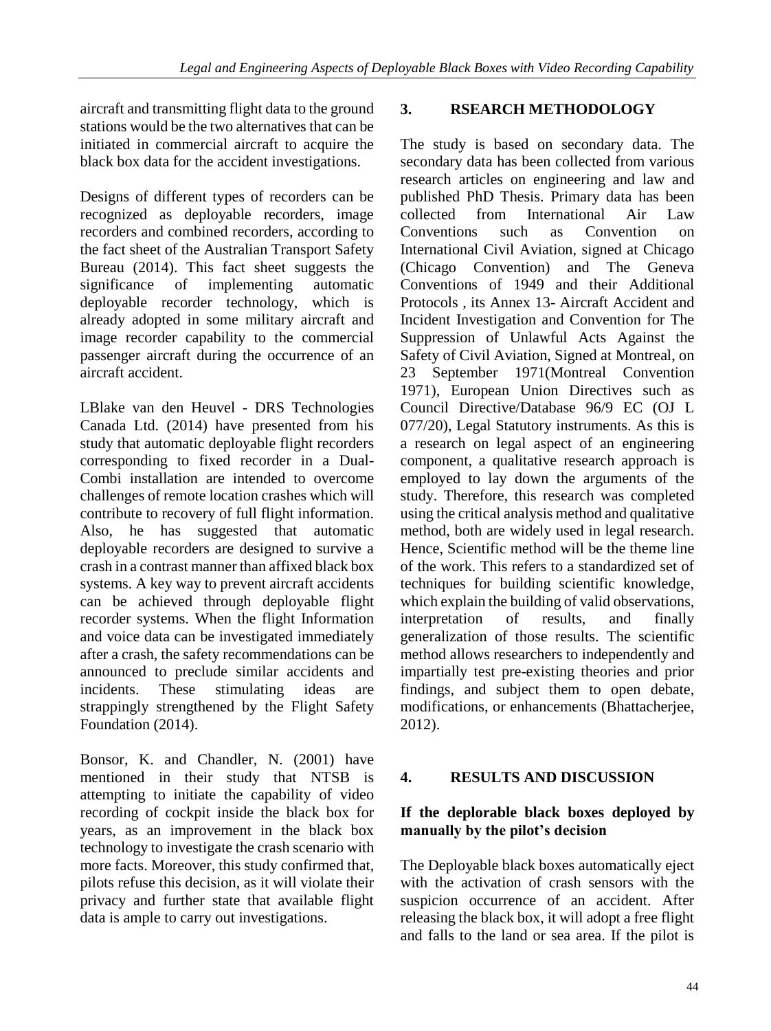aircraft and transmitting flight data to the ground stations would be the two alternatives that can be initiated in commercial aircraft to acquire the black box data for the accident investigations.

Designs of different types of recorders can be recognized as deployable recorders, image recorders and combined recorders, according to the fact sheet of the Australian Transport Safety Bureau (2014). This fact sheet suggests the significance of implementing automatic deployable recorder technology, which is already adopted in some military aircraft and image recorder capability to the commercial passenger aircraft during the occurrence of an aircraft accident.

LBlake van den Heuvel - DRS Technologies Canada Ltd. (2014) have presented from his study that automatic deployable flight recorders corresponding to fixed recorder in a Dual-Combi installation are intended to overcome challenges of remote location crashes which will contribute to recovery of full flight information. Also, he has suggested that automatic deployable recorders are designed to survive a crash in a contrast manner than affixed black box systems. A key way to prevent aircraft accidents can be achieved through deployable flight recorder systems. When the flight Information and voice data can be investigated immediately after a crash, the safety recommendations can be announced to preclude similar accidents and incidents. These stimulating ideas are strappingly strengthened by the Flight Safety Foundation (2014).

Bonsor, K. and Chandler, N. (2001) have mentioned in their study that NTSB is attempting to initiate the capability of video recording of cockpit inside the black box for years, as an improvement in the black box technology to investigate the crash scenario with more facts. Moreover, this study confirmed that, pilots refuse this decision, as it will violate their privacy and further state that available flight data is ample to carry out investigations.

## 3. RSEARCH METHODOLOGY

The study is based on secondary data. The secondary data has been collected from various research articles on engineering and law and published PhD Thesis. Primary data has been collected from International Air Law Conventions such as Convention on International Civil Aviation, signed at Chicago (Chicago Convention) and The Geneva Conventions of 1949 and their Additional Protocols , its Annex 13- Aircraft Accident and Incident Investigation and Convention for The Suppression of Unlawful Acts Against the Safety of Civil Aviation, Signed at Montreal, on 23 September 1971(Montreal Convention 1971), European Union Directives such as Council Directive/Database 96/9 EC (OJ L 077/20), Legal Statutory instruments. As this is a research on legal aspect of an engineering component, a qualitative research approach is employed to lay down the arguments of the study. Therefore, this research was completed using the critical analysis method and qualitative method, both are widely used in legal research. Hence, Scientific method will be the theme line of the work. This refers to a standardized set of techniques for building scientific knowledge, which explain the building of valid observations, interpretation of results, and finally generalization of those results. The scientific method allows researchers to independently and impartially test pre-existing theories and prior findings, and subject them to open debate, modifications, or enhancements (Bhattacherjee, 2012).

## 4. RESULTS AND DISCUSSION

### If the deplorable black boxes deployed by manually by the pilot's decision

The Deployable black boxes automatically eject with the activation of crash sensors with the suspicion occurrence of an accident. After releasing the black box, it will adopt a free flight and falls to the land or sea area. If the pilot is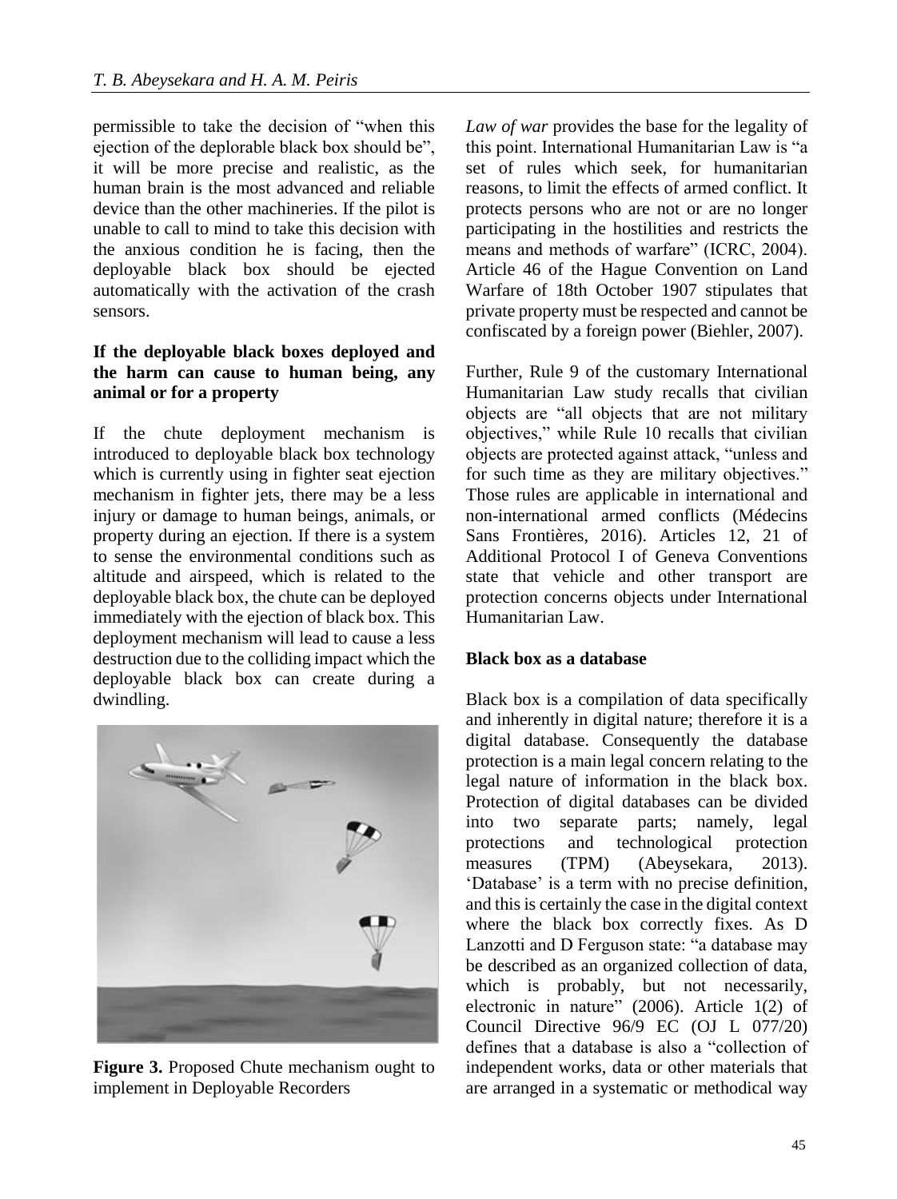permissible to take the decision of "when this ejection of the deplorable black box should be", it will be more precise and realistic, as the human brain is the most advanced and reliable device than the other machineries. If the pilot is unable to call to mind to take this decision with the anxious condition he is facing, then the deployable black box should be ejected automatically with the activation of the crash sensors.

**If the deployable black boxes deployed and the harm can cause to human being, any animal or for a property**

If the chute deployment mechanism is introduced to deployable black box technology which is currently using in fighter seat ejection mechanism in fighter jets, there may be a less injury or damage to human beings, animals, or property during an ejection. If there is a system to sense the environmental conditions such as altitude and airspeed, which is related to the deployable black box, the chute can be deployed immediately with the ejection of black box. This deployment mechanism will lead to cause a less destruction due to the colliding impact which the deployable black box can create during a dwindling.

**Figure 3.** Proposed Chute mechanism ought to implement in Deployable Recorders

*Law of war* provides the base for the legality of this point. International Humanitarian Law is "a set of rules which seek, for humanitarian reasons, to limit the effects of armed conflict. It protects persons who are not or are no longer participating in the hostilities and restricts the means and methods of warfare" (ICRC, 2004). Article 46 of the Hague Convention on Land Warfare of 18th October 1907 stipulates that private property must be respected and cannot be confiscated by a foreign power (Biehler, 2007).

Further, Rule 9 of the customary International Humanitarian Law study recalls that civilian objects are "all objects that are not military objectives," while Rule 10 recalls that civilian objects are protected against attack, "unless and for such time as they are military objectives." Those rules are applicable in international and non-international armed conflicts (Médecins Sans Frontières, 2016). Articles 12, 21 of Additional Protocol I of Geneva Conventions state that vehicle and other transport are protection concerns objects under International Humanitarian Law.

**Black box as a database**

Black box is a compilation of data specifically and inherently in digital nature; therefore it is a digital database. Consequently the database protection is a main legal concern relating to the legal nature of information in the black box. Protection of digital databases can be divided into two separate parts; namely, legal protections and technological protection measures (TPM) (Abeysekara, 2013). 'Database' is a term with no precise definition, and this is certainly the case in the digital context where the black box correctly fixes. As D Lanzotti and D Ferguson state: "a database may be described as an organized collection of data, which is probably, but not necessarily, electronic in nature" (2006). Article 1(2) of Council Directive 96/9 EC (OJ L 077/20) defines that a database is also a "collection of independent works, data or other materials that are arranged in a systematic or methodical way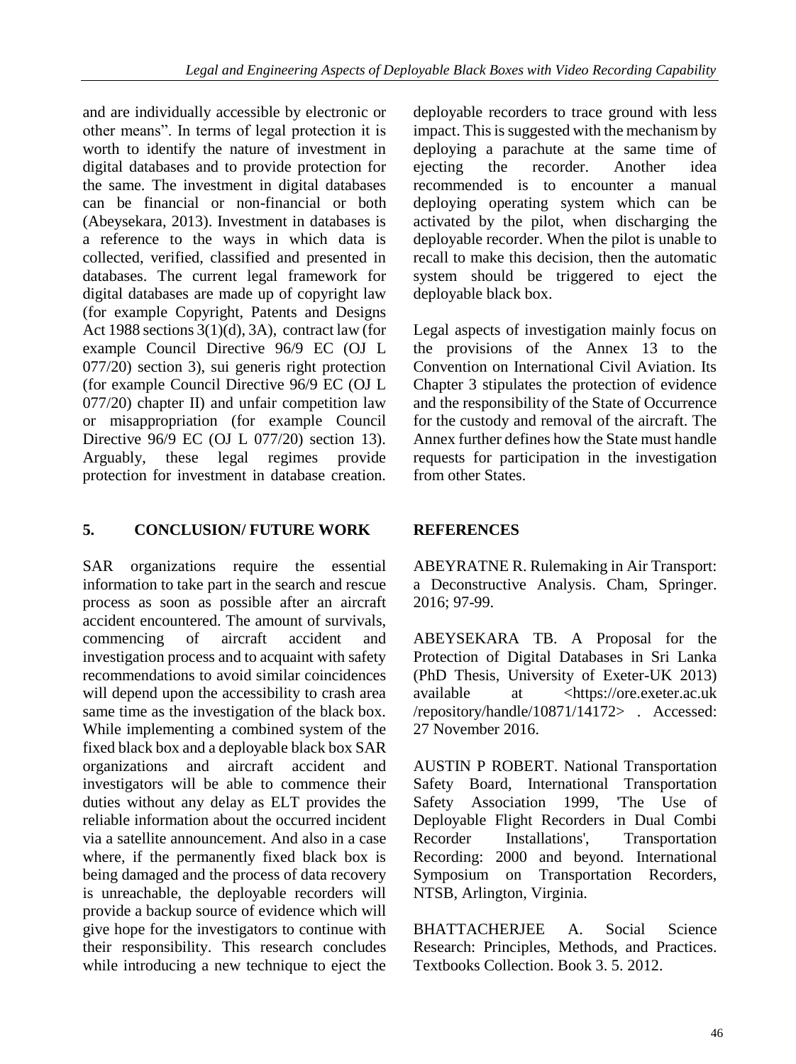and are individually accessible by electronic or other means". In terms of legal protection it is worth to identify the nature of investment in digital databases and to provide protection for the same. The investment in digital databases can be financial or non-financial or both (Abeysekara, 2013). Investment in databases is a reference to the ways in which data is collected, verified, classified and presented in databases. The current legal framework for digital databases are made up of copyright law (for example Copyright, Patents and Designs Act 1988 sections 3(1)(d), 3A), contract law (for example Council Directive 96/9 EC (OJ L 077/20) section 3), sui generis right protection (for example Council Directive 96/9 EC (OJ L 077/20) chapter II) and unfair competition law or misappropriation (for example Council Directive 96/9 EC (OJ L 077/20) section 13). Arguably, these legal regimes provide protection for investment in database creation.

## 5. CONCLUSION/ FUTURE WORK

SAR organizations require the essential information to take part in the search and rescue process as soon as possible after an aircraft accident encountered. The amount of survivals, commencing of aircraft accident and investigation process and to acquaint with safety recommendations to avoid similar coincidences will depend upon the accessibility to crash area same time as the investigation of the black box. While implementing a combined system of the fixed black box and a deployable black box SAR organizations and aircraft accident and investigators will be able to commence their duties without any delay as ELT provides the reliable information about the occurred incident via a satellite announcement. And also in a case where, if the permanently fixed black box is being damaged and the process of data recovery is unreachable, the deployable recorders will provide a backup source of evidence which will give hope for the investigators to continue with their responsibility. This research concludes while introducing a new technique to eject the deployable recorders to trace ground with less impact. This is suggested with the mechanism by deploying a parachute at the same time of ejecting the recorder. Another idea recommended is to encounter a manual deploying operating system which can be activated by the pilot, when discharging the deployable recorder. When the pilot is unable to recall to make this decision, then the automatic system should be triggered to eject the deployable black box.

Legal aspects of investigation mainly focus on the provisions of the Annex 13 to the Convention on International Civil Aviation. Its Chapter 3 stipulates the protection of evidence and the responsibility of the State of Occurrence for the custody and removal of the aircraft. The Annex further defines how the State must handle requests for participation in the investigation from other States.

## REFERENCES

ABEYRATNE R. Rulemaking in Air Transport: a Deconstructive Analysis. Cham, Springer. 2016; 97-99.

ABEYSEKARA TB. A Proposal for the Protection of Digital Databases in Sri Lanka (PhD Thesis, University of Exeter-UK 2013) available at <https://ore.exeter.ac.uk /repository/handle/10871/14172> . Accessed: 27 November 2016.

AUSTIN P ROBERT. National Transportation Safety Board, International Transportation Safety Association 1999, 'The Use of Deployable Flight Recorders in Dual Combi Recorder Installations', Transportation Recording: 2000 and beyond. International Symposium on Transportation Recorders, NTSB, Arlington, Virginia.

BHATTACHERJEE A. Social Science Research: Principles, Methods, and Practices. Textbooks Collection. Book 3. 5. 2012.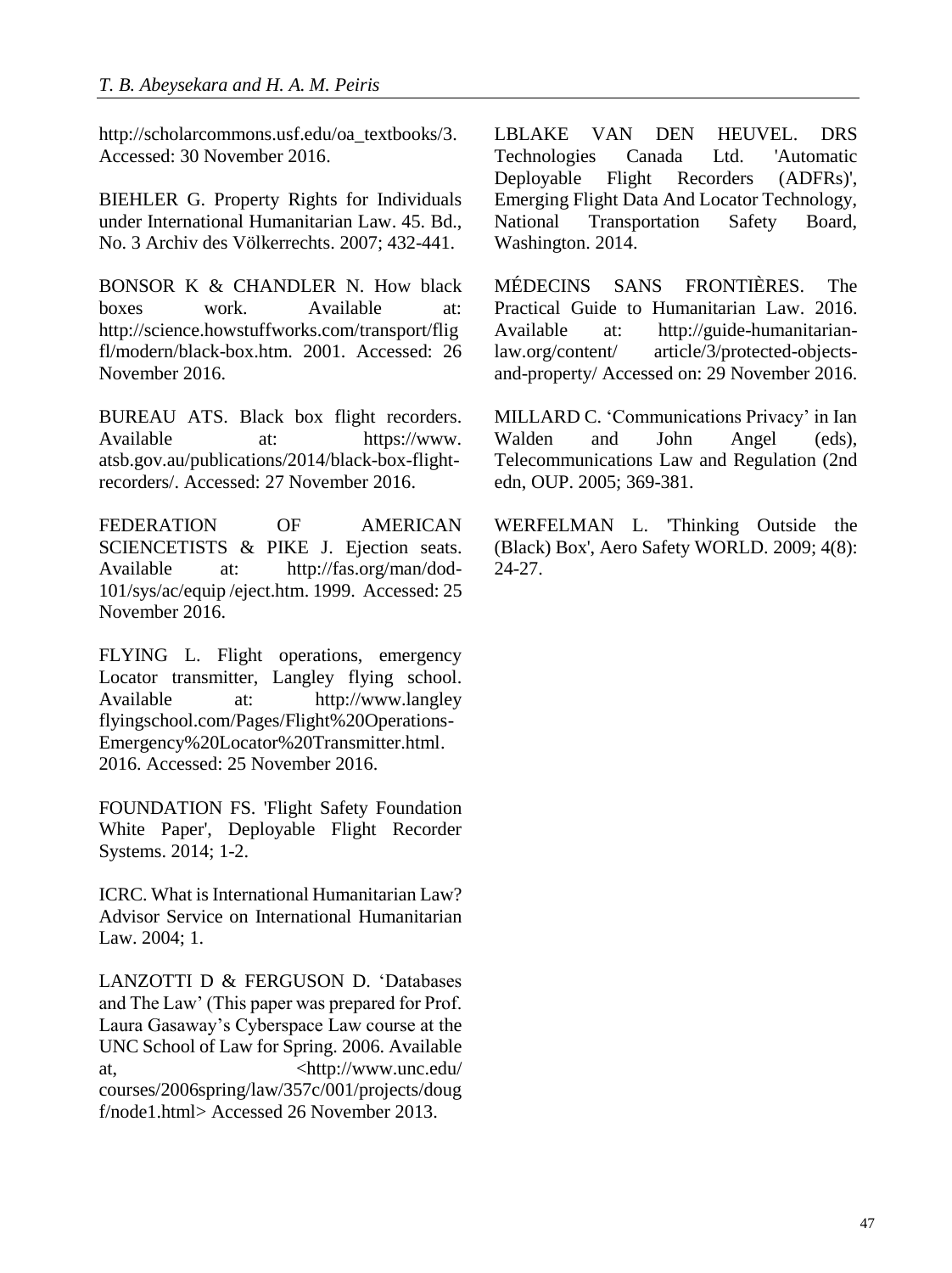http://scholarcommons.usf.edu/oa_textbooks/3. Accessed: 30 November 2016.

BIEHLER G. Property Rights for Individuals under International Humanitarian Law. 45. Bd., No. 3 Archiv des Völkerrechts. 2007; 432-441.

BONSOR K & CHANDLER N. How black boxes work. Available at: http://science.howstuffworks.com/transport/fligfl/modern/black-box.htm. 2001. Accessed: 26 November 2016.

BUREAU ATS. Black box flight recorders. Available at: https://www.atsb.gov.au/publications/2014/black-box-flight-recorders/. Accessed: 27 November 2016.

FEDERATION OF AMERICAN SCIENCETISTS & PIKE J. Ejection seats. Available at: http://fas.org/man/dod-101/sys/ac/equip /eject.htm. 1999. Accessed: 25 November 2016.

FLYING L. Flight operations, emergency Locator transmitter, Langley flying school. Available at: http://www.langley flyingschool.com/Pages/Flight%20Operations-Emergency%20Locator%20Transmitter.html. 2016. Accessed: 25 November 2016.

FOUNDATION FS. 'Flight Safety Foundation White Paper', Deployable Flight Recorder Systems. 2014; 1-2.

ICRC. What is International Humanitarian Law? Advisor Service on International Humanitarian Law. 2004; 1.

LANZOTTI D & FERGUSON D. 'Databases and The Law' (This paper was prepared for Prof. Laura Gasaway's Cyberspace Law course at the UNC School of Law for Spring. 2006. Available at, <http://www.unc.edu/ courses/2006spring/law/357c/001/projects/dougf/node1.html> Accessed 26 November 2013.

LBLAKE VAN DEN HEUVEL. DRS Technologies Canada Ltd. 'Automatic Deployable Flight Recorders (ADFRs)', Emerging Flight Data And Locator Technology, National Transportation Safety Board, Washington. 2014.

MÉDECINS SANS FRONTIÈRES. The Practical Guide to Humanitarian Law. 2016. Available at: http://guide-humanitarian-law.org/content/ article/3/protected-objects-and-property/ Accessed on: 29 November 2016.

MILLARD C. 'Communications Privacy' in Ian Walden and John Angel (eds), Telecommunications Law and Regulation (2nd edn, OUP. 2005; 369-381.

WERFELMAN L. 'Thinking Outside the (Black) Box', Aero Safety WORLD. 2009; 4(8): 24-27.